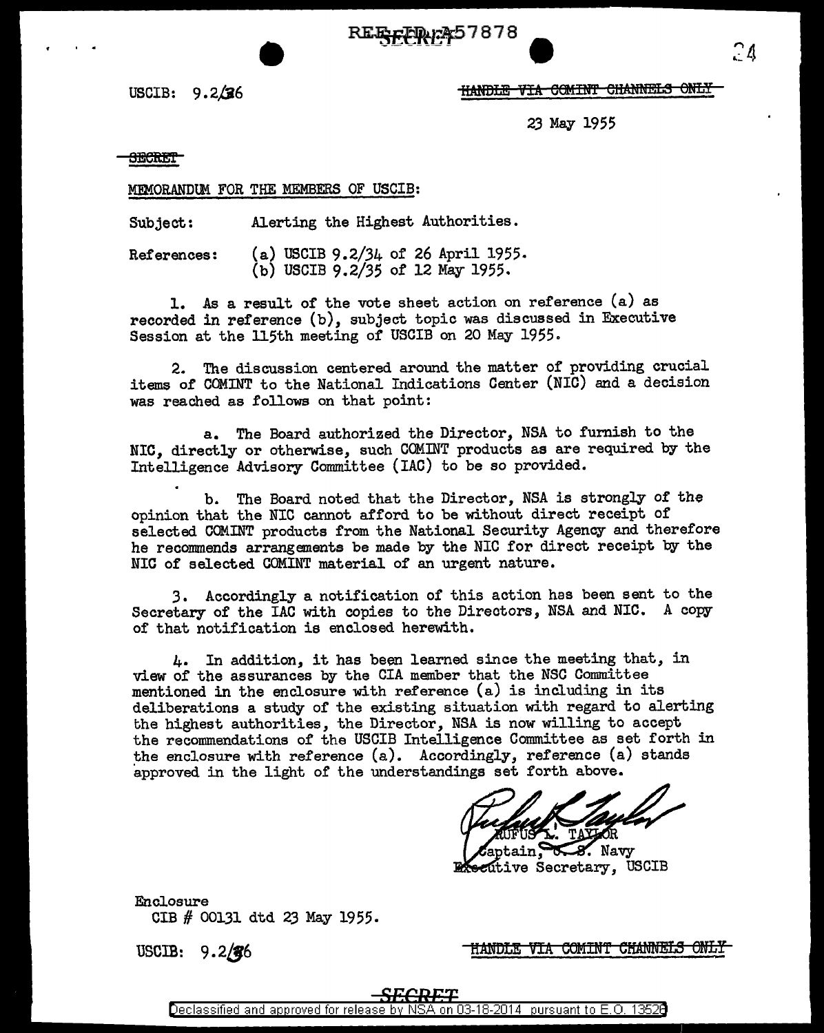REF ID:A57878
SECRET

USCIB: 9.2/36

~~HANDLE VIA COMINT CHANNELS ONLY~~

23 May 1955

~~SECRET~~

MEMORANDUM FOR THE MEMBERS OF USCIB:

Subject: Alerting the Highest Authorities.

References: (a) USCIB 9.2/34 of 26 April 1955.
(b) USCIB 9.2/35 of 12 May 1955.

1. As a result of the vote sheet action on reference (a) as recorded in reference (b), subject topic was discussed in Executive Session at the 115th meeting of USCIB on 20 May 1955.

2. The discussion centered around the matter of providing crucial items of COMINT to the National Indications Center (NIC) and a decision was reached as follows on that point:

a. The Board authorized the Director, NSA to furnish to the NIC, directly or otherwise, such COMINT products as are required by the Intelligence Advisory Committee (IAC) to be so provided.

b. The Board noted that the Director, NSA is strongly of the opinion that the NIC cannot afford to be without direct receipt of selected COMINT products from the National Security Agency and therefore he recommends arrangements be made by the NIC for direct receipt by the NIC of selected COMINT material of an urgent nature.

3. Accordingly a notification of this action has been sent to the Secretary of the IAC with copies to the Directors, NSA and NIC. A copy of that notification is enclosed herewith.

4. In addition, it has been learned since the meeting that, in view of the assurances by the CIA member that the NSC Committee mentioned in the enclosure with reference (a) is including in its deliberations a study of the existing situation with regard to alerting the highest authorities, the Director, NSA is now willing to accept the recommendations of the USCIB Intelligence Committee as set forth in the enclosure with reference (a). Accordingly, reference (a) stands approved in the light of the understandings set forth above.

RUFUS L. TAYLOR
Captain, U. S. Navy
Executive Secretary, USCIB

Enclosure
CIB # 00131 dtd 23 May 1955.

USCIB: 9.2/36

~~HANDLE VIA COMINT CHANNELS ONLY~~

SECRET

Declassified and approved for release by NSA on 03-18-2014 pursuant to E.O. 13526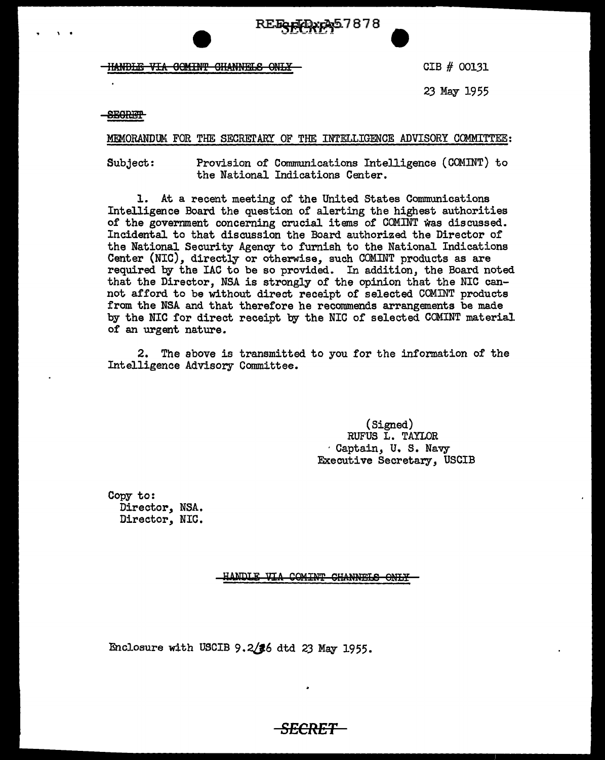~~HANDLE VIA COMINT CHANNELS ONLY~~

CIB # 00131

23 May 1955

~~SECRET~~

MEMORANDUM FOR THE SECRETARY OF THE INTELLIGENCE ADVISORY COMMITTEE:

Subject: Provision of Communications Intelligence (COMINT) to the National Indications Center.

1. At a recent meeting of the United States Communications Intelligence Board the question of alerting the highest authorities of the government concerning crucial items of COMINT was discussed. Incidental to that discussion the Board authorized the Director of the National Security Agency to furnish to the National Indications Center (NIC), directly or otherwise, such COMINT products as are required by the IAC to be so provided. In addition, the Board noted that the Director, NSA is strongly of the opinion that the NIC cannot afford to be without direct receipt of selected COMINT products from the NSA and that therefore he recommends arrangements be made by the NIC for direct receipt by the NIC of selected COMINT material of an urgent nature.

2. The above is transmitted to you for the information of the Intelligence Advisory Committee.

(Signed)
RUFUS L. TAYLOR
Captain, U. S. Navy
Executive Secretary, USCIB

Copy to:
Director, NSA.
Director, NIC.

~~HANDLE VIA COMINT CHANNELS ONLY~~

Enclosure with USCIB 9.2/26 dtd 23 May 1955.

~~SECRET~~